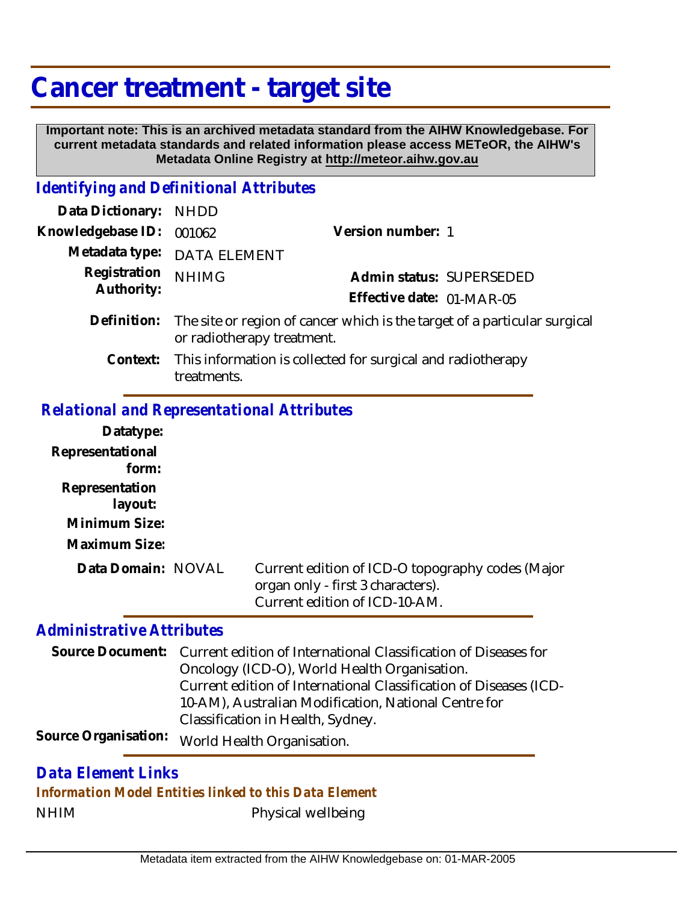# Cancer treatment - target site

**Important note: This is an archived metadata standard from the AIHW Knowledgebase. For current metadata standards and related information please access METeOR, the AIHW's Metadata Online Registry at http://meteor.aihw.gov.au**

## *Identifying and Definitional Attributes*

**Data Dictionary:** NHDD

**Knowledgebase ID:** 001062

**Version number:** 1

**Metadata type:** DATA ELEMENT

**Registration Authority:** NHIMG

**Admin status:** SUPERSEDED

**Effective date:** 01-MAR-05

**Definition:** The site or region of cancer which is the target of a particular surgical or radiotherapy treatment.

**Context:** This information is collected for surgical and radiotherapy treatments.

## *Relational and Representational Attributes*

**Datatype:**

**Representational form:**

**Representation layout:**

**Minimum Size:**

**Maximum Size:**

**Data Domain:** NOVAL

Current edition of ICD-O topography codes (Major organ only - first 3 characters).
Current edition of ICD-10-AM.

## *Administrative Attributes*

**Source Document:** Current edition of International Classification of Diseases for Oncology (ICD-O), World Health Organisation.
Current edition of International Classification of Diseases (ICD-10-AM), Australian Modification, National Centre for Classification in Health, Sydney.

**Source Organisation:** World Health Organisation.

## *Data Element Links*

### *Information Model Entities linked to this Data Element*

NHIM Physical wellbeing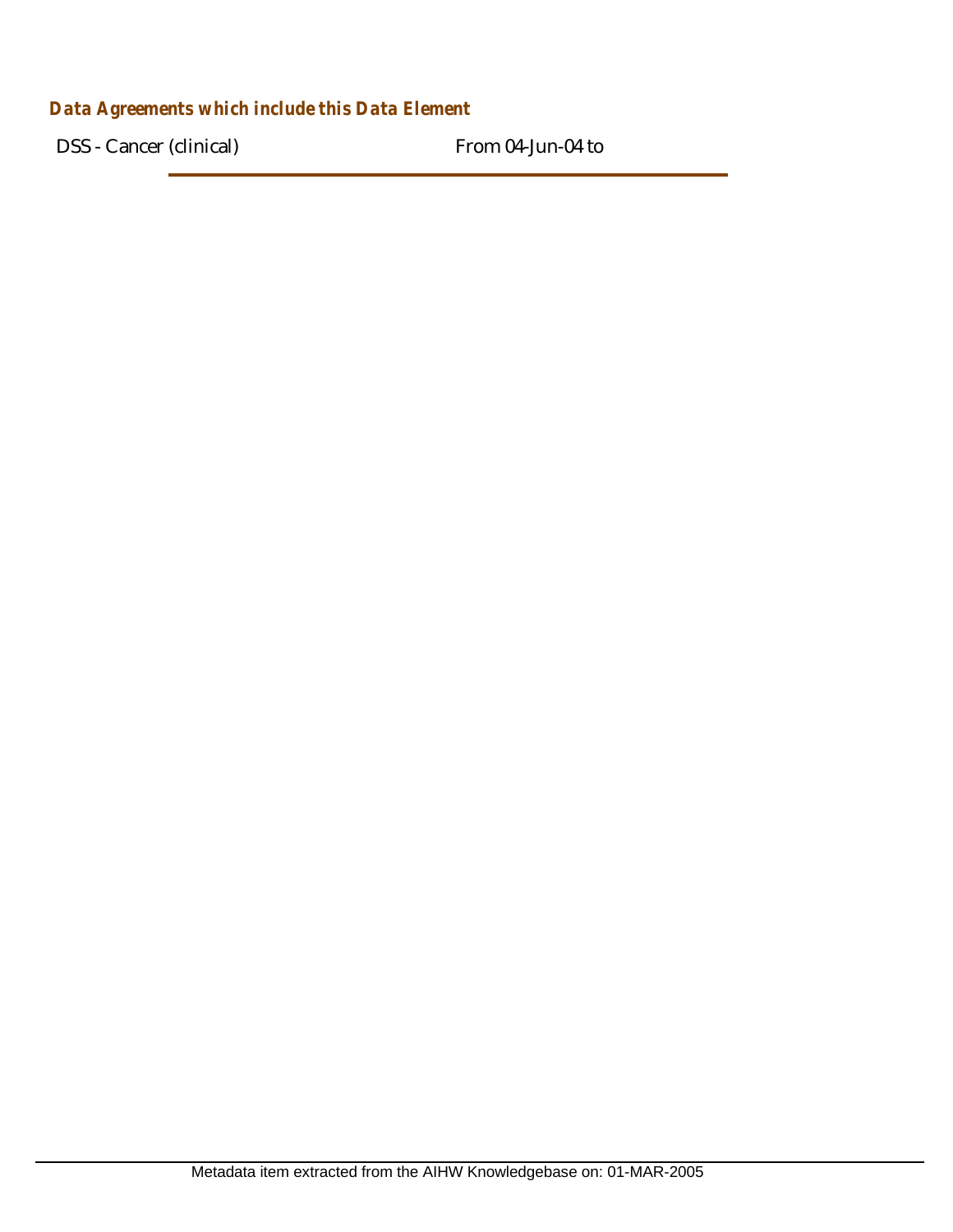### Data Agreements which include this Data Element

DSS - Cancer (clinical) From 04-Jun-04 to

Metadata item extracted from the AIHW Knowledgebase on: 01-MAR-2005